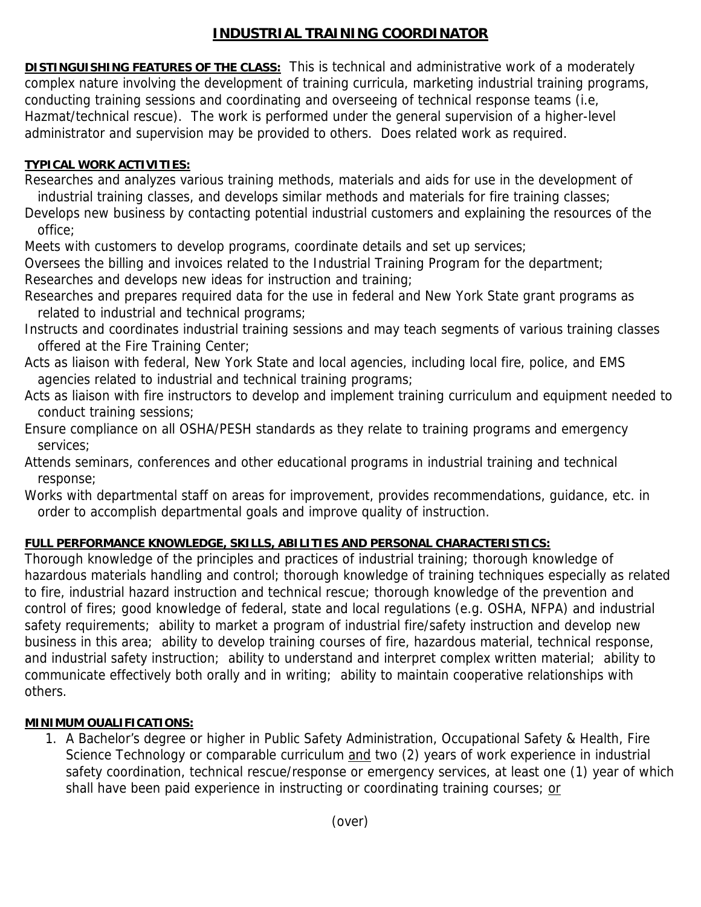# INDUSTRIAL TRAINING COORDINATOR

**DISTINGUISHING FEATURES OF THE CLASS:** This is technical and administrative work of a moderately complex nature involving the development of training curricula, marketing industrial training programs, conducting training sessions and coordinating and overseeing of technical response teams (i.e, Hazmat/technical rescue). The work is performed under the general supervision of a higher-level administrator and supervision may be provided to others. Does related work as required.

**TYPICAL WORK ACTIVITIES:**

Researches and analyzes various training methods, materials and aids for use in the development of industrial training classes, and develops similar methods and materials for fire training classes;

Develops new business by contacting potential industrial customers and explaining the resources of the office;

Meets with customers to develop programs, coordinate details and set up services;

Oversees the billing and invoices related to the Industrial Training Program for the department;

Researches and develops new ideas for instruction and training;

Researches and prepares required data for the use in federal and New York State grant programs as related to industrial and technical programs;

Instructs and coordinates industrial training sessions and may teach segments of various training classes offered at the Fire Training Center;

Acts as liaison with federal, New York State and local agencies, including local fire, police, and EMS agencies related to industrial and technical training programs;

Acts as liaison with fire instructors to develop and implement training curriculum and equipment needed to conduct training sessions;

Ensure compliance on all OSHA/PESH standards as they relate to training programs and emergency services;

Attends seminars, conferences and other educational programs in industrial training and technical response;

Works with departmental staff on areas for improvement, provides recommendations, guidance, etc. in order to accomplish departmental goals and improve quality of instruction.

**FULL PERFORMANCE KNOWLEDGE, SKILLS, ABILITIES AND PERSONAL CHARACTERISTICS:**

Thorough knowledge of the principles and practices of industrial training; thorough knowledge of hazardous materials handling and control; thorough knowledge of training techniques especially as related to fire, industrial hazard instruction and technical rescue; thorough knowledge of the prevention and control of fires; good knowledge of federal, state and local regulations (e.g. OSHA, NFPA) and industrial safety requirements; ability to market a program of industrial fire/safety instruction and develop new business in this area; ability to develop training courses of fire, hazardous material, technical response, and industrial safety instruction; ability to understand and interpret complex written material; ability to communicate effectively both orally and in writing; ability to maintain cooperative relationships with others.

**MINIMUM OUALIFICATIONS:**

1. A Bachelor's degree or higher in Public Safety Administration, Occupational Safety & Health, Fire Science Technology or comparable curriculum and two (2) years of work experience in industrial safety coordination, technical rescue/response or emergency services, at least one (1) year of which shall have been paid experience in instructing or coordinating training courses; or

(over)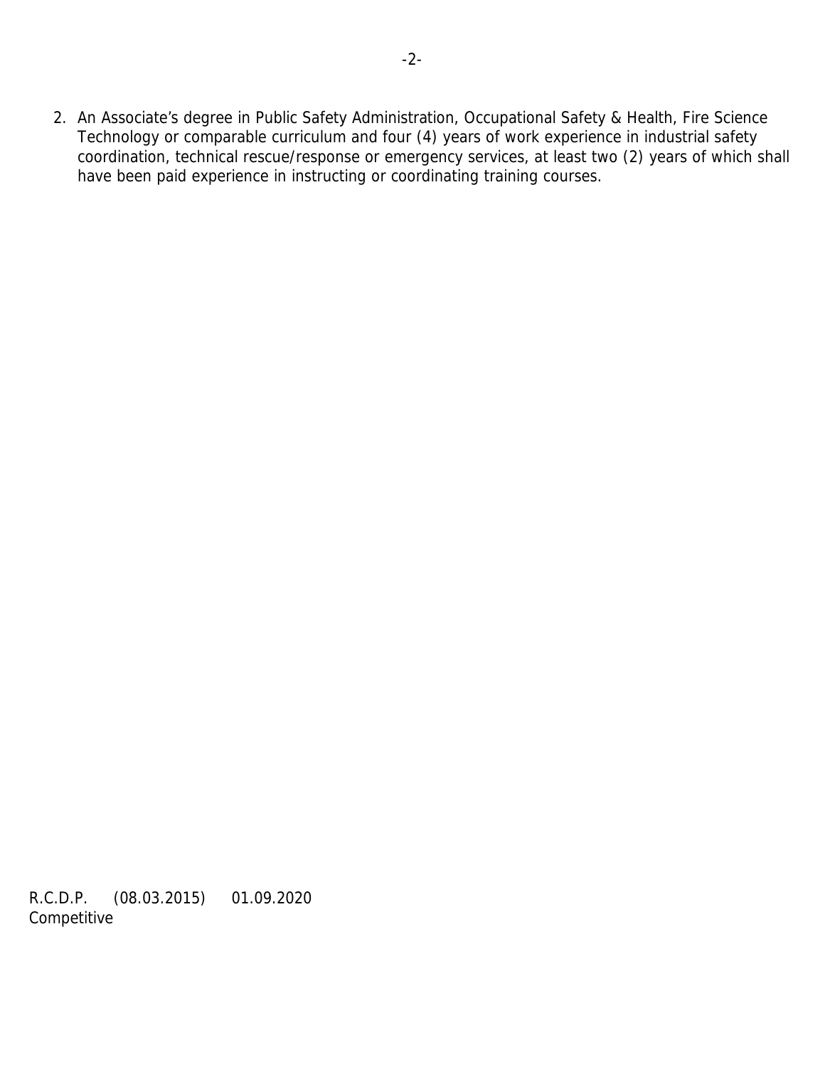2. An Associate's degree in Public Safety Administration, Occupational Safety & Health, Fire Science Technology or comparable curriculum and four (4) years of work experience in industrial safety coordination, technical rescue/response or emergency services, at least two (2) years of which shall have been paid experience in instructing or coordinating training courses.

R.C.D.P. (08.03.2015) 01.09.2020
Competitive